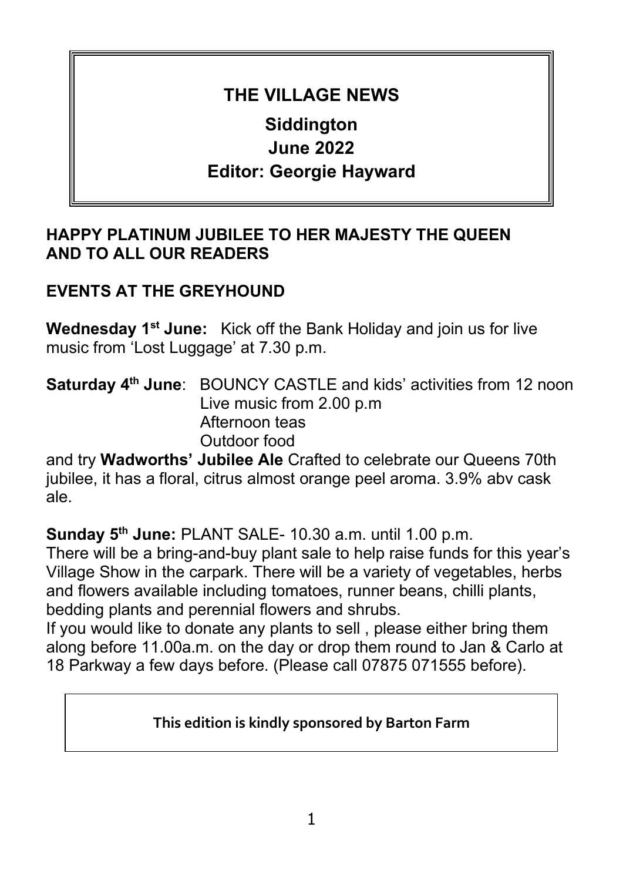# THE VILLAGE NEWS

## Siddington
## June 2022
## Editor: Georgie Hayward

**HAPPY PLATINUM JUBILEE TO HER MAJESTY THE QUEEN AND TO ALL OUR READERS**

## EVENTS AT THE GREYHOUND

**Wednesday 1st June:** Kick off the Bank Holiday and join us for live music from 'Lost Luggage' at 7.30 p.m.

**Saturday 4th June**: BOUNCY CASTLE and kids' activities from 12 noon
Live music from 2.00 p.m
Afternoon teas
Outdoor food

and try **Wadworths' Jubilee Ale** Crafted to celebrate our Queens 70th jubilee, it has a floral, citrus almost orange peel aroma. 3.9% abv cask ale.

**Sunday 5th June:** PLANT SALE- 10.30 a.m. until 1.00 p.m.
There will be a bring-and-buy plant sale to help raise funds for this year's Village Show in the carpark. There will be a variety of vegetables, herbs and flowers available including tomatoes, runner beans, chilli plants, bedding plants and perennial flowers and shrubs.
If you would like to donate any plants to sell , please either bring them along before 11.00a.m. on the day or drop them round to Jan & Carlo at 18 Parkway a few days before. (Please call 07875 071555 before).

**This edition is kindly sponsored by Barton Farm**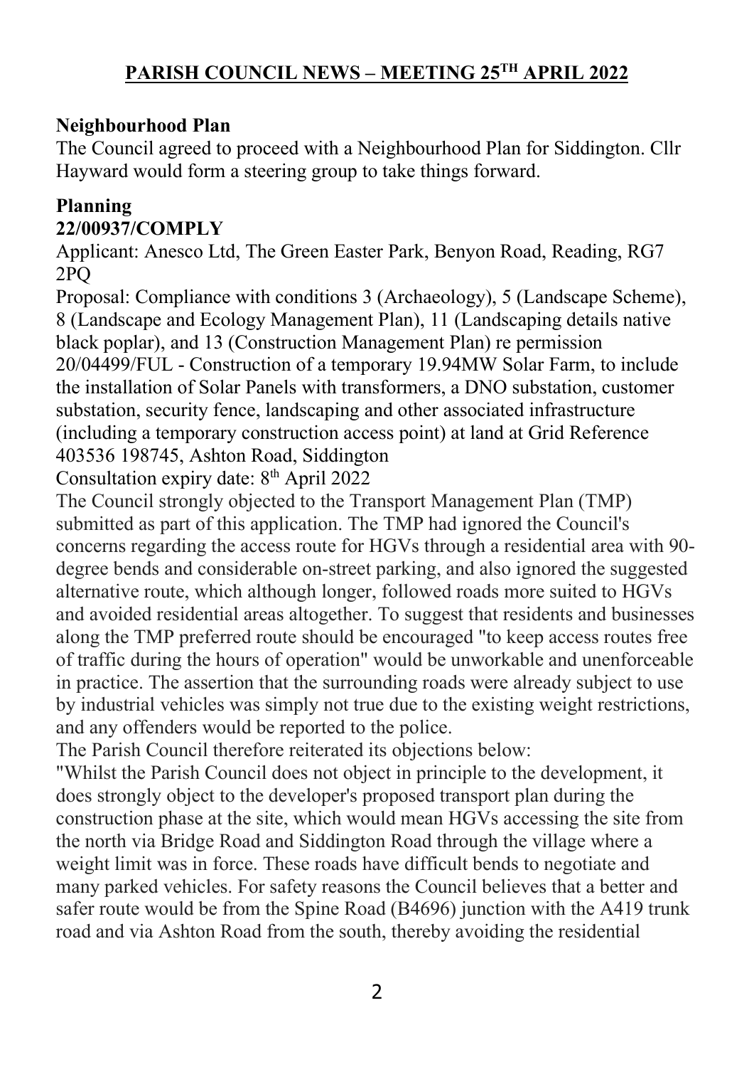# PARISH COUNCIL NEWS – MEETING 25TH APRIL 2022

**Neighbourhood Plan**

The Council agreed to proceed with a Neighbourhood Plan for Siddington. Cllr Hayward would form a steering group to take things forward.

**Planning**

**22/00937/COMPLY**

Applicant: Anesco Ltd, The Green Easter Park, Benyon Road, Reading, RG7 2PQ

Proposal: Compliance with conditions 3 (Archaeology), 5 (Landscape Scheme), 8 (Landscape and Ecology Management Plan), 11 (Landscaping details native black poplar), and 13 (Construction Management Plan) re permission 20/04499/FUL - Construction of a temporary 19.94MW Solar Farm, to include the installation of Solar Panels with transformers, a DNO substation, customer substation, security fence, landscaping and other associated infrastructure (including a temporary construction access point) at land at Grid Reference 403536 198745, Ashton Road, Siddington

Consultation expiry date: 8th April 2022

The Council strongly objected to the Transport Management Plan (TMP) submitted as part of this application. The TMP had ignored the Council's concerns regarding the access route for HGVs through a residential area with 90-degree bends and considerable on-street parking, and also ignored the suggested alternative route, which although longer, followed roads more suited to HGVs and avoided residential areas altogether. To suggest that residents and businesses along the TMP preferred route should be encouraged "to keep access routes free of traffic during the hours of operation" would be unworkable and unenforceable in practice. The assertion that the surrounding roads were already subject to use by industrial vehicles was simply not true due to the existing weight restrictions, and any offenders would be reported to the police.

The Parish Council therefore reiterated its objections below:

"Whilst the Parish Council does not object in principle to the development, it does strongly object to the developer's proposed transport plan during the construction phase at the site, which would mean HGVs accessing the site from the north via Bridge Road and Siddington Road through the village where a weight limit was in force. These roads have difficult bends to negotiate and many parked vehicles. For safety reasons the Council believes that a better and safer route would be from the Spine Road (B4696) junction with the A419 trunk road and via Ashton Road from the south, thereby avoiding the residential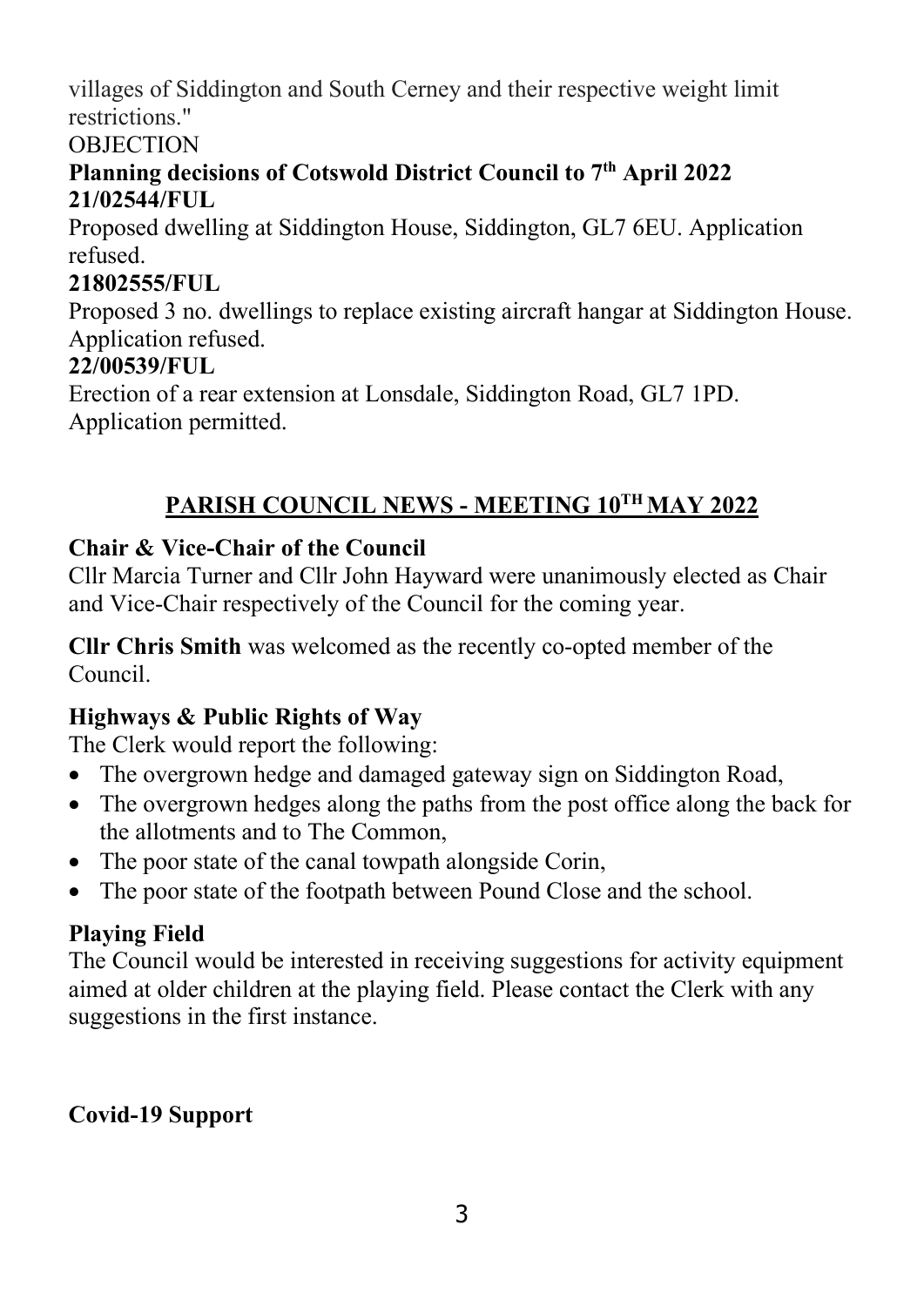villages of Siddington and South Cerney and their respective weight limit restrictions."

OBJECTION

**Planning decisions of Cotswold District Council to 7th April 2022**

**21/02544/FUL**

Proposed dwelling at Siddington House, Siddington, GL7 6EU. Application refused.

**21802555/FUL**

Proposed 3 no. dwellings to replace existing aircraft hangar at Siddington House. Application refused.

**22/00539/FUL**

Erection of a rear extension at Lonsdale, Siddington Road, GL7 1PD. Application permitted.

## PARISH COUNCIL NEWS - MEETING 10TH MAY 2022

**Chair & Vice-Chair of the Council**

Cllr Marcia Turner and Cllr John Hayward were unanimously elected as Chair and Vice-Chair respectively of the Council for the coming year.

**Cllr Chris Smith** was welcomed as the recently co-opted member of the Council.

**Highways & Public Rights of Way**

The Clerk would report the following:

- The overgrown hedge and damaged gateway sign on Siddington Road,
- The overgrown hedges along the paths from the post office along the back for the allotments and to The Common,
- The poor state of the canal towpath alongside Corin,
- The poor state of the footpath between Pound Close and the school.

**Playing Field**

The Council would be interested in receiving suggestions for activity equipment aimed at older children at the playing field. Please contact the Clerk with any suggestions in the first instance.

**Covid-19 Support**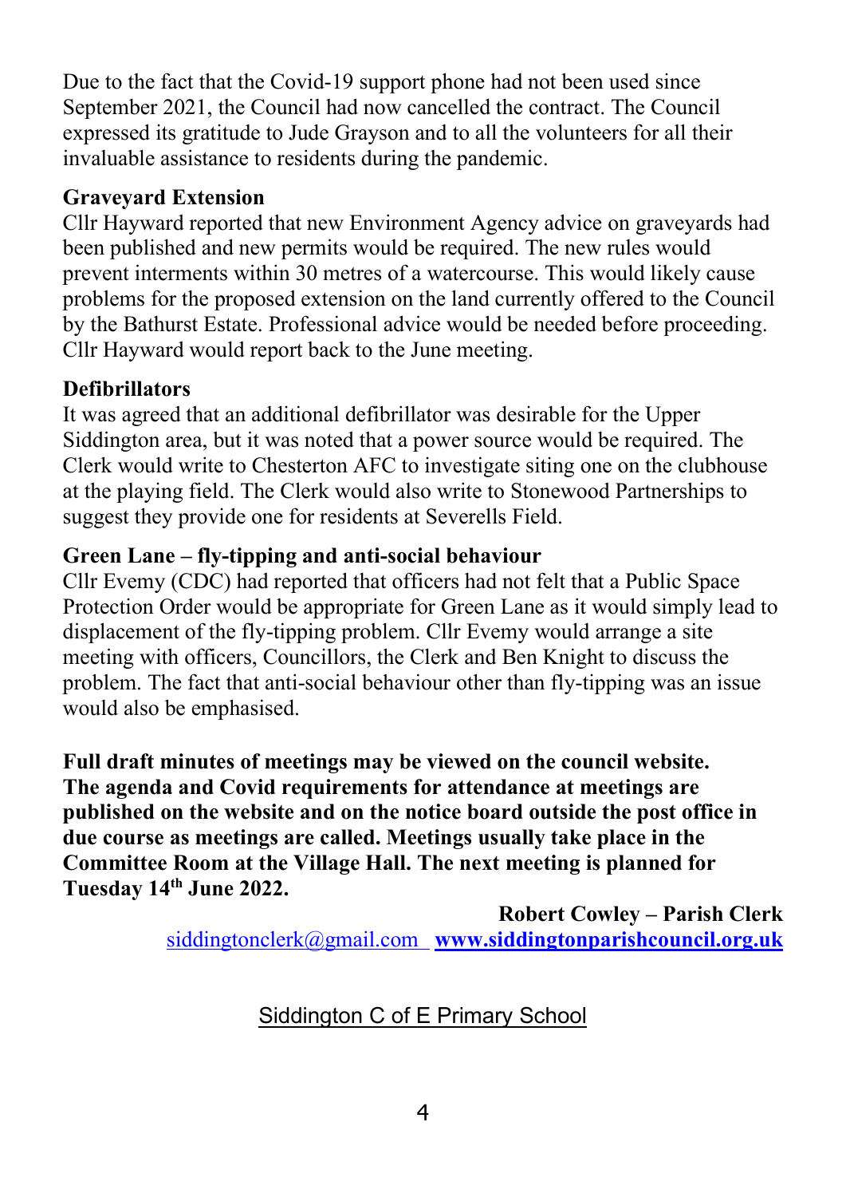Due to the fact that the Covid-19 support phone had not been used since September 2021, the Council had now cancelled the contract. The Council expressed its gratitude to Jude Grayson and to all the volunteers for all their invaluable assistance to residents during the pandemic.

**Graveyard Extension**

Cllr Hayward reported that new Environment Agency advice on graveyards had been published and new permits would be required. The new rules would prevent interments within 30 metres of a watercourse. This would likely cause problems for the proposed extension on the land currently offered to the Council by the Bathurst Estate. Professional advice would be needed before proceeding. Cllr Hayward would report back to the June meeting.

**Defibrillators**

It was agreed that an additional defibrillator was desirable for the Upper Siddington area, but it was noted that a power source would be required. The Clerk would write to Chesterton AFC to investigate siting one on the clubhouse at the playing field. The Clerk would also write to Stonewood Partnerships to suggest they provide one for residents at Severells Field.

**Green Lane – fly-tipping and anti-social behaviour**

Cllr Evemy (CDC) had reported that officers had not felt that a Public Space Protection Order would be appropriate for Green Lane as it would simply lead to displacement of the fly-tipping problem. Cllr Evemy would arrange a site meeting with officers, Councillors, the Clerk and Ben Knight to discuss the problem. The fact that anti-social behaviour other than fly-tipping was an issue would also be emphasised.

**Full draft minutes of meetings may be viewed on the council website. The agenda and Covid requirements for attendance at meetings are published on the website and on the notice board outside the post office in due course as meetings are called. Meetings usually take place in the Committee Room at the Village Hall. The next meeting is planned for Tuesday 14th June 2022.**

**Robert Cowley – Parish Clerk**

siddingtonclerk@gmail.com **www.siddingtonparishcouncil.org.uk**

## Siddington C of E Primary School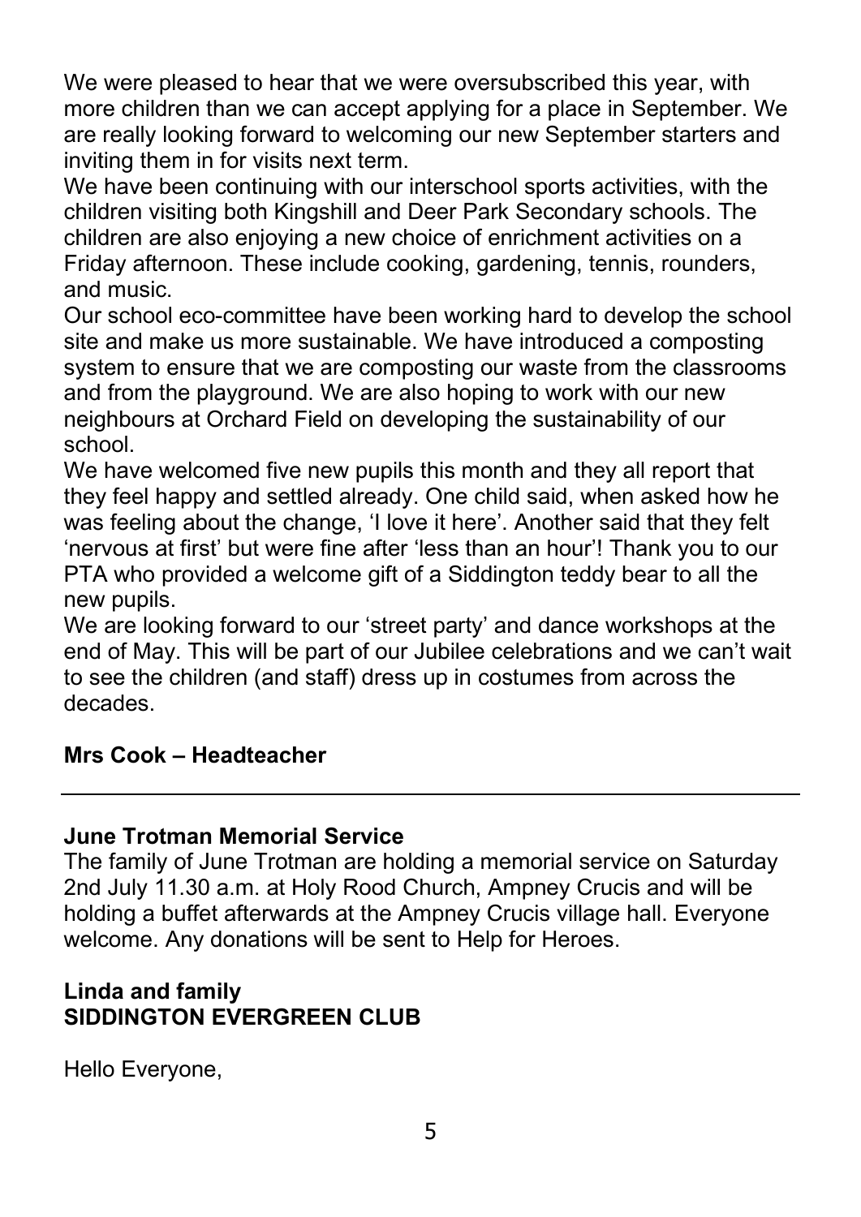We were pleased to hear that we were oversubscribed this year, with more children than we can accept applying for a place in September. We are really looking forward to welcoming our new September starters and inviting them in for visits next term.

We have been continuing with our interschool sports activities, with the children visiting both Kingshill and Deer Park Secondary schools. The children are also enjoying a new choice of enrichment activities on a Friday afternoon. These include cooking, gardening, tennis, rounders, and music.

Our school eco-committee have been working hard to develop the school site and make us more sustainable. We have introduced a composting system to ensure that we are composting our waste from the classrooms and from the playground. We are also hoping to work with our new neighbours at Orchard Field on developing the sustainability of our school.

We have welcomed five new pupils this month and they all report that they feel happy and settled already. One child said, when asked how he was feeling about the change, 'I love it here'. Another said that they felt 'nervous at first' but were fine after 'less than an hour'! Thank you to our PTA who provided a welcome gift of a Siddington teddy bear to all the new pupils.

We are looking forward to our 'street party' and dance workshops at the end of May. This will be part of our Jubilee celebrations and we can't wait to see the children (and staff) dress up in costumes from across the decades.

**Mrs Cook – Headteacher**

---

**June Trotman Memorial Service**

The family of June Trotman are holding a memorial service on Saturday 2nd July 11.30 a.m. at Holy Rood Church, Ampney Crucis and will be holding a buffet afterwards at the Ampney Crucis village hall. Everyone welcome. Any donations will be sent to Help for Heroes.

**Linda and family**

**SIDDINGTON EVERGREEN CLUB**

Hello Everyone,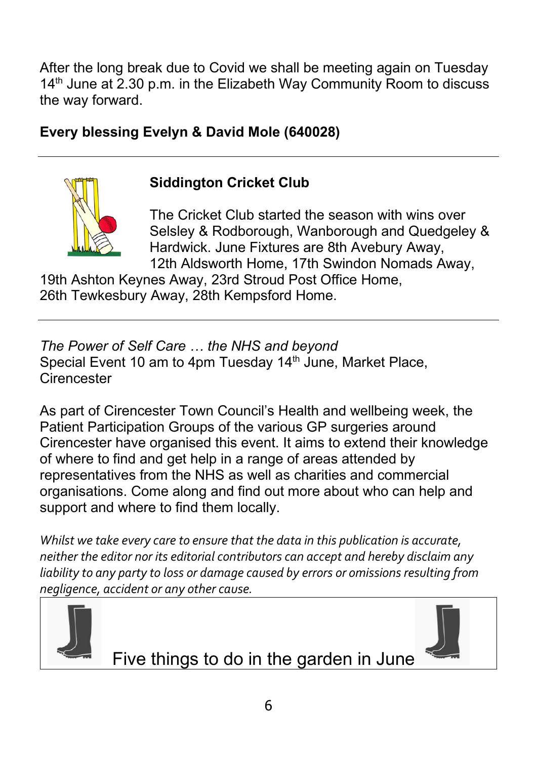After the long break due to Covid we shall be meeting again on Tuesday 14th June at 2.30 p.m. in the Elizabeth Way Community Room to discuss the way forward.

**Every blessing Evelyn & David Mole (640028)**

---

## Siddington Cricket Club

The Cricket Club started the season with wins over Selsley & Rodborough, Wanborough and Quedgeley & Hardwick. June Fixtures are 8th Avebury Away, 12th Aldsworth Home, 17th Swindon Nomads Away, 19th Ashton Keynes Away, 23rd Stroud Post Office Home, 26th Tewkesbury Away, 28th Kempsford Home.

---

*The Power of Self Care … the NHS and beyond*
Special Event 10 am to 4pm Tuesday 14th June, Market Place, Cirencester

As part of Cirencester Town Council's Health and wellbeing week, the Patient Participation Groups of the various GP surgeries around Cirencester have organised this event. It aims to extend their knowledge of where to find and get help in a range of areas attended by representatives from the NHS as well as charities and commercial organisations. Come along and find out more about who can help and support and where to find them locally.

*Whilst we take every care to ensure that the data in this publication is accurate, neither the editor nor its editorial contributors can accept and hereby disclaim any liability to any party to loss or damage caused by errors or omissions resulting from negligence, accident or any other cause.*

## Five things to do in the garden in June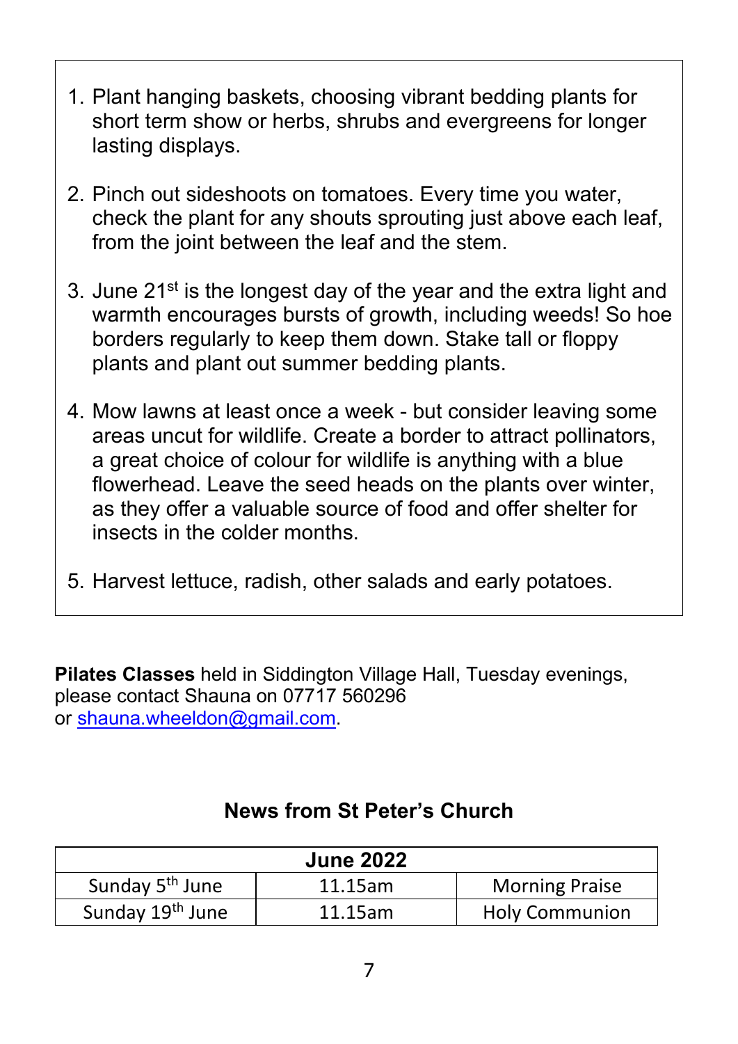1. Plant hanging baskets, choosing vibrant bedding plants for short term show or herbs, shrubs and evergreens for longer lasting displays.

2. Pinch out sideshoots on tomatoes. Every time you water, check the plant for any shouts sprouting just above each leaf, from the joint between the leaf and the stem.

3. June 21st is the longest day of the year and the extra light and warmth encourages bursts of growth, including weeds! So hoe borders regularly to keep them down. Stake tall or floppy plants and plant out summer bedding plants.

4. Mow lawns at least once a week - but consider leaving some areas uncut for wildlife. Create a border to attract pollinators, a great choice of colour for wildlife is anything with a blue flowerhead. Leave the seed heads on the plants over winter, as they offer a valuable source of food and offer shelter for insects in the colder months.

5. Harvest lettuce, radish, other salads and early potatoes.

**Pilates Classes** held in Siddington Village Hall, Tuesday evenings, please contact Shauna on 07717 560296 or shauna.wheeldon@gmail.com.

## News from St Peter's Church

| June 2022 | | |
|---|---|---|
| Sunday 5th June | 11.15am | Morning Praise |
| Sunday 19th June | 11.15am | Holy Communion |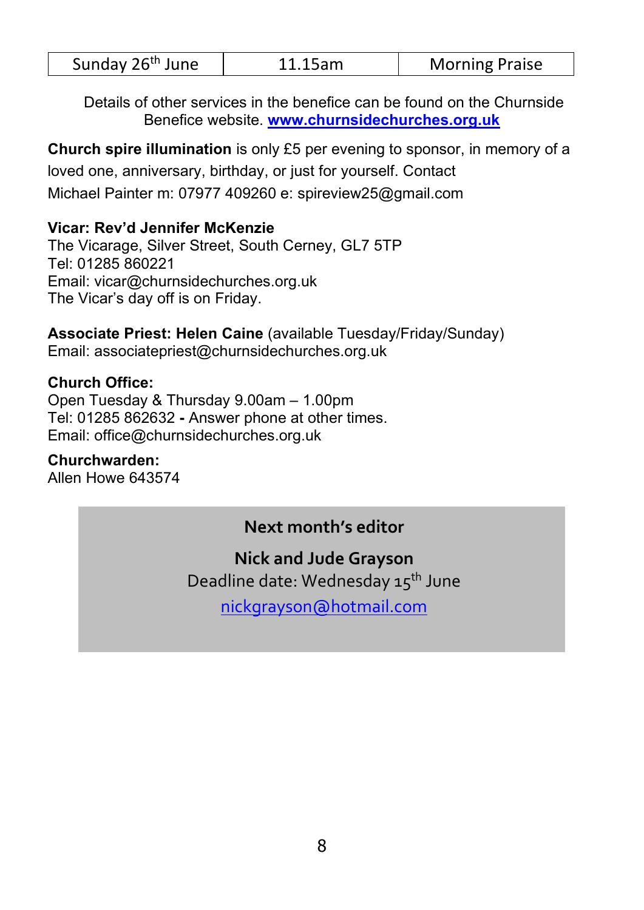| | | |
|---|---|---|
| Sunday 26th June | 11.15am | Morning Praise |

Details of other services in the benefice can be found on the Churnside Benefice website. **www.churnsidechurches.org.uk**

**Church spire illumination** is only £5 per evening to sponsor, in memory of a loved one, anniversary, birthday, or just for yourself. Contact Michael Painter m: 07977 409260 e: spireview25@gmail.com

**Vicar: Rev'd Jennifer McKenzie**
The Vicarage, Silver Street, South Cerney, GL7 5TP
Tel: 01285 860221
Email: vicar@churnsidechurches.org.uk
The Vicar's day off is on Friday.

**Associate Priest: Helen Caine** (available Tuesday/Friday/Sunday)
Email: associatepriest@churnsidechurches.org.uk

**Church Office:**
Open Tuesday & Thursday 9.00am – 1.00pm
Tel: 01285 862632 **-** Answer phone at other times.
Email: office@churnsidechurches.org.uk

**Churchwarden:**
Allen Howe 643574

**Next month's editor**

**Nick and Jude Grayson**
Deadline date: Wednesday 15th June
nickgrayson@hotmail.com